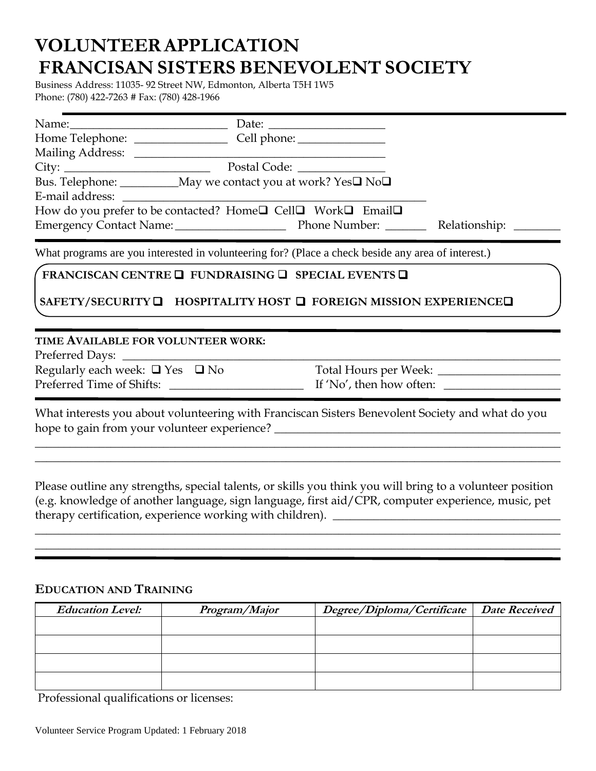# VOLUNTEER APPLICATION
# FRANCISAN SISTERS BENEVOLENT SOCIETY

Business Address: 11035- 92 Street NW, Edmonton, Alberta T5H 1W5
Phone: (780) 422-7263 # Fax: (780) 428-1966

Name:___________________________ Date: ____________________
Home Telephone: ________________ Cell phone: _______________
Mailing Address: __________________________________________
City: _________________________ Postal Code: _______________
Bus. Telephone: __________May we contact you at work? Yes❑ No❑
E-mail address: ____________________________________________________
How do you prefer to be contacted? Home❑ Cell❑ Work❑ Email❑
Emergency Contact Name:___________________ Phone Number: _______ Relationship: ________

What programs are you interested in volunteering for? (Place a check beside any area of interest.)

**FRANCISCAN CENTRE ❑ FUNDRAISING ❑ SPECIAL EVENTS ❑**

**SAFETY/SECURITY ❑ HOSPITALITY HOST ❑ FOREIGN MISSION EXPERIENCE❑**

**TIME AVAILABLE FOR VOLUNTEER WORK:**

Preferred Days: ____________________________________________________________________
Regularly each week: ❑ Yes ❑ No Total Hours per Week: ____________________
Preferred Time of Shifts: _______________________ If 'No', then how often: ___________________

What interests you about volunteering with Franciscan Sisters Benevolent Society and what do you hope to gain from your volunteer experience? _________________________________________________
____________________________________________________________________________________________
____________________________________________________________________________________________

Please outline any strengths, special talents, or skills you think you will bring to a volunteer position (e.g. knowledge of another language, sign language, first aid/CPR, computer experience, music, pet therapy certification, experience working with children). _______________________________________
____________________________________________________________________________________________
____________________________________________________________________________________________

**EDUCATION AND TRAINING**

| *Education Level:* | *Program/Major* | *Degree/Diploma/Certificate* | *Date Received* |
|---|---|---|---|
| | | | |
| | | | |
| | | | |
| | | | |

Professional qualifications or licenses:

Volunteer Service Program Updated: 1 February 2018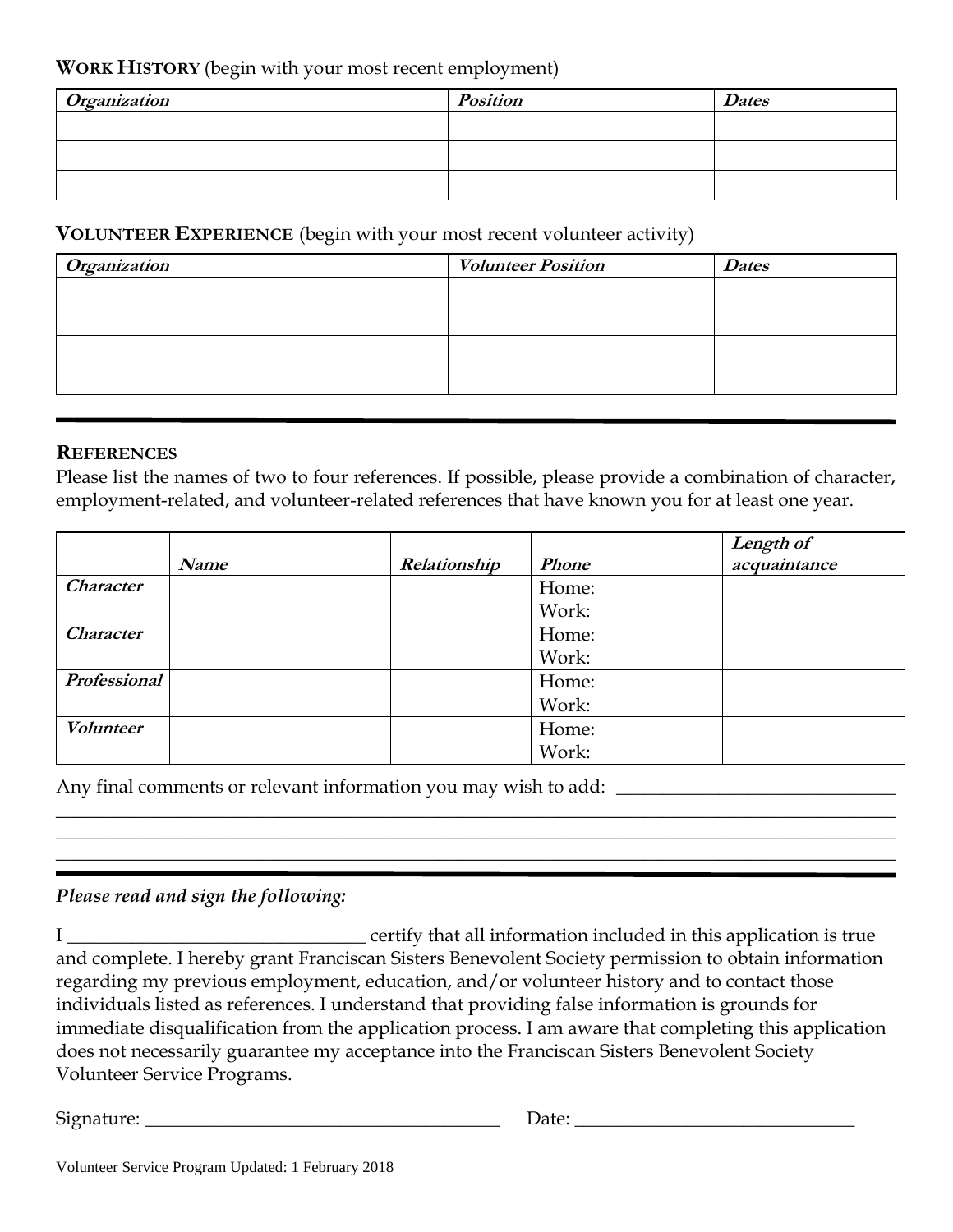**WORK HISTORY** (begin with your most recent employment)

| *Organization* | *Position* | *Dates* |
|---|---|---|
| | | |
| | | |
| | | |

**VOLUNTEER EXPERIENCE** (begin with your most recent volunteer activity)

| *Organization* | *Volunteer Position* | *Dates* |
|---|---|---|
| | | |
| | | |
| | | |
| | | |

---

**REFERENCES**

Please list the names of two to four references. If possible, please provide a combination of character, employment-related, and volunteer-related references that have known you for at least one year.

| | *Name* | *Relationship* | *Phone* | *Length of acquaintance* |
|---|---|---|---|---|
| *Character* | | | Home:<br>Work: | |
| *Character* | | | Home:<br>Work: | |
| *Professional* | | | Home:<br>Work: | |
| *Volunteer* | | | Home:<br>Work: | |

Any final comments or relevant information you may wish to add: ______________________________
________________________________________________________________________________________________
________________________________________________________________________________________________
________________________________________________________________________________________________

---

***Please read and sign the following:***

I ________________________________ certify that all information included in this application is true and complete. I hereby grant Franciscan Sisters Benevolent Society permission to obtain information regarding my previous employment, education, and/or volunteer history and to contact those individuals listed as references. I understand that providing false information is grounds for immediate disqualification from the application process. I am aware that completing this application does not necessarily guarantee my acceptance into the Franciscan Sisters Benevolent Society Volunteer Service Programs.

Signature: _______________________________________ Date: ______________________________

Volunteer Service Program Updated: 1 February 2018